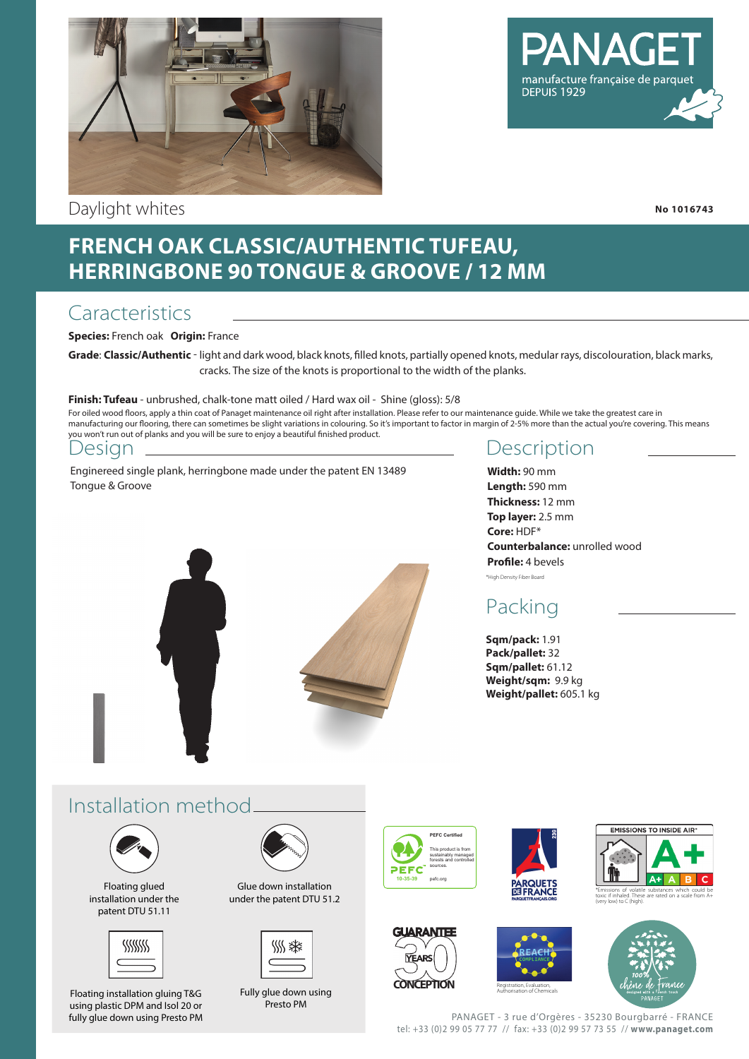PANAGET
manufacture française de parquet
DEPUIS 1929

Daylight whites

**No 1016743**

# FRENCH OAK CLASSIC/AUTHENTIC TUFEAU, HERRINGBONE 90 TONGUE & GROOVE / 12 MM

## Caracteristics

**Species:** French oak **Origin:** France

**Grade**: **Classic/Authentic** - light and dark wood, black knots, filled knots, partially opened knots, medular rays, discolouration, black marks, cracks. The size of the knots is proportional to the width of the planks.

**Finish: Tufeau** - unbrushed, chalk-tone matt oiled / Hard wax oil - Shine (gloss): 5/8

For oiled wood floors, apply a thin coat of Panaget maintenance oil right after installation. Please refer to our maintenance guide. While we take the greatest care in manufacturing our flooring, there can sometimes be slight variations in colouring. So it's important to factor in margin of 2-5% more than the actual you're covering. This means you won't run out of planks and you will be sure to enjoy a beautiful finished product.

## Design

Enginereed single plank, herringbone made under the patent EN 13489
Tongue & Groove

## Description

**Width:** 90 mm
**Length:** 590 mm
**Thickness:** 12 mm
**Top layer:** 2.5 mm
**Core:** HDF*
**Counterbalance:** unrolled wood
**Profile:** 4 bevels

*High Density Fiber Board

## Packing

**Sqm/pack:** 1.91
**Pack/pallet:** 32
**Sqm/pallet:** 61.12
**Weight/sqm:** 9.9 kg
**Weight/pallet:** 605.1 kg

## Installation method

Floating glued installation under the patent DTU 51.11

Glue down installation under the patent DTU 51.2

Floating installation gluing T&G using plastic DPM and Isol 20 or fully glue down using Presto PM

Fully glue down using Presto PM

PEFC Certified
This product is from sustainably managed forests and controlled sources.
PEFC 10-35-39
pefc.org

PARQUETS DE FRANCE
PARQUETFRANCAIS.ORG

EMISSIONS TO INSIDE AIR*
A+ A B C
*Emissions of volatile substances which could be toxic if inhaled. These are rated on a scale from A+ (very low) to C (high).

GUARANTEE 30 YEARS CONCEPTION

REACH COMPLIANCE
Registration, Evaluation, Authorisation of Chemicals

100% chêne de France
designed with a French touch
PANAGET

PANAGET - 3 rue d'Orgères - 35230 Bourgbarré - FRANCE
tel: +33 (0)2 99 05 77 77 // fax: +33 (0)2 99 57 73 55 // **www.panaget.com**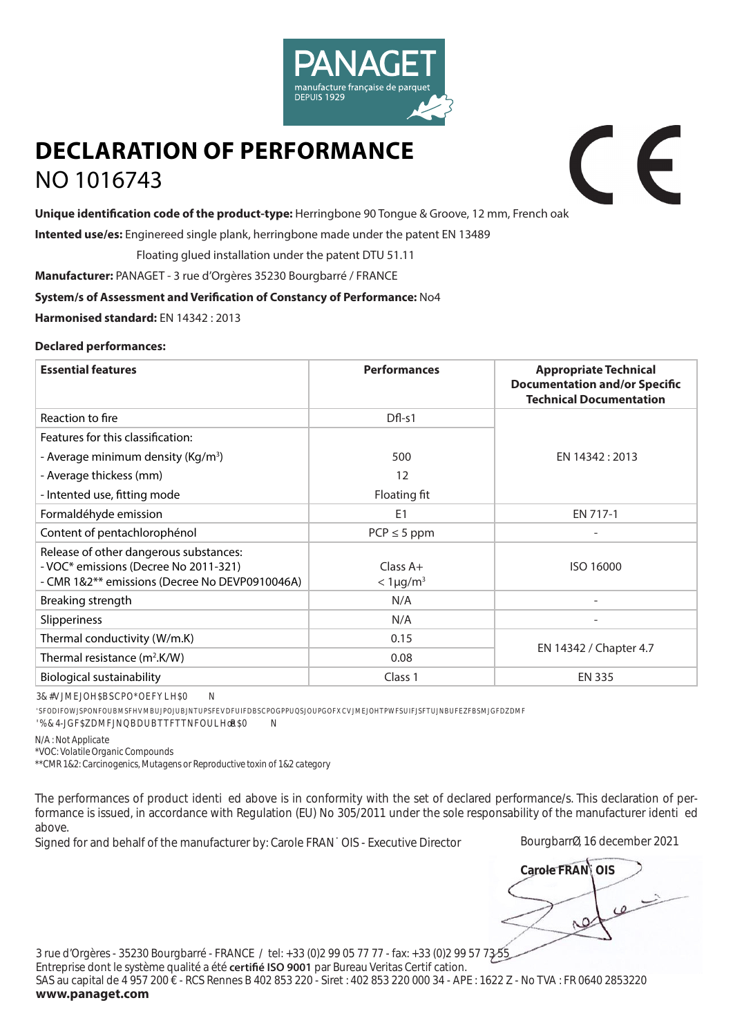PANAGET

manufacture française de parquet
DEPUIS 1929

# DECLARATION OF PERFORMANCE
NO 1016743

CE

**Unique identification code of the product-type:** Herringbone 90 Tongue & Groove, 12 mm, French oak

**Intented use/es:** Enginereed single plank, herringbone made under the patent EN 13489

Floating glued installation under the patent DTU 51.11

**Manufacturer:** PANAGET - 3 rue d'Orgères 35230 Bourgbarré / FRANCE

**System/s of Assessment and Verification of Constancy of Performance:** No4

**Harmonised standard:** EN 14342 : 2013

**Declared performances:**

| **Essential features** | **Performances** | **Appropriate Technical Documentation and/or Specific Technical Documentation** |
|---|---|---|
| Reaction to fire | Dfl-s1 | EN 14342 : 2013 |
| Features for this classification: | | |
| - Average minimum density (Kg/m³) | 500 | |
| - Average thickess (mm) | 12 | |
| - Intented use, fitting mode | Floating fit | |
| Formaldéhyde emission | E1 | EN 717-1 |
| Content of pentachlorophénol | PCP ≤ 5 ppm | - |
| Release of other dangerous substances:<br>- VOC* emissions (Decree No 2011-321)<br>- CMR 1&2** emissions (Decree No DEVP0910046A) | Class A+<br>< 1µg/m³ | ISO 16000 |
| Breaking strength | N/A | - |
| Slipperiness | N/A | - |
| Thermal conductivity (W/m.K) | 0.15 | EN 14342 / Chapter 4.7 |
| Thermal resistance (m².K/W) | 0.08 | |
| Biological sustainability | Class 1 | EN 335 |

3&#VJMEJOH$BSCPO*OEFYLH$0 N

'SFODIFOWJSPONFOUBMSFHVMBUJPOJOUIJTSFHBSEPGUIFDBSCPOGPPUQSJOUPGOFXCVJMEJOHTPSFTUSFTUSBMFTUSFQSFTFOUTBOFTUJNBUFEEFTPSCFE

'%&4-JGF$ZDMFJNQBDUBTTFTTNFOULH$0 N

N/A : Not Applicate
*VOC: Volatile Organic Compounds
**CMR 1&2: Carcinogenics, Mutagens or Reproductive toxin of 1&2 category

The performances of product identi ed above is in conformity with the set of declared performance/s. This declaration of performance is issued, in accordance with Regulation (EU) No 305/2011 under the sole responsability of the manufacturer identi ed above.

Signed for and behalf of the manufacturer by: Carole FRAN˙OIS - Executive Director

BourgbarrØ, 16 december 2021

Carole FRAN˙OIS

3 rue d'Orgères - 35230 Bourgbarré - FRANCE / tel: +33 (0)2 99 05 77 77 - fax: +33 (0)2 99 57 73 55
Entreprise dont le système qualité a été **certifié ISO 9001** par Bureau Veritas Certif cation.
SAS au capital de 4 957 200 € - RCS Rennes B 402 853 220 - Siret : 402 853 220 000 34 - APE : 1622 Z - No TVA : FR 0640 2853220
**www.panaget.com**